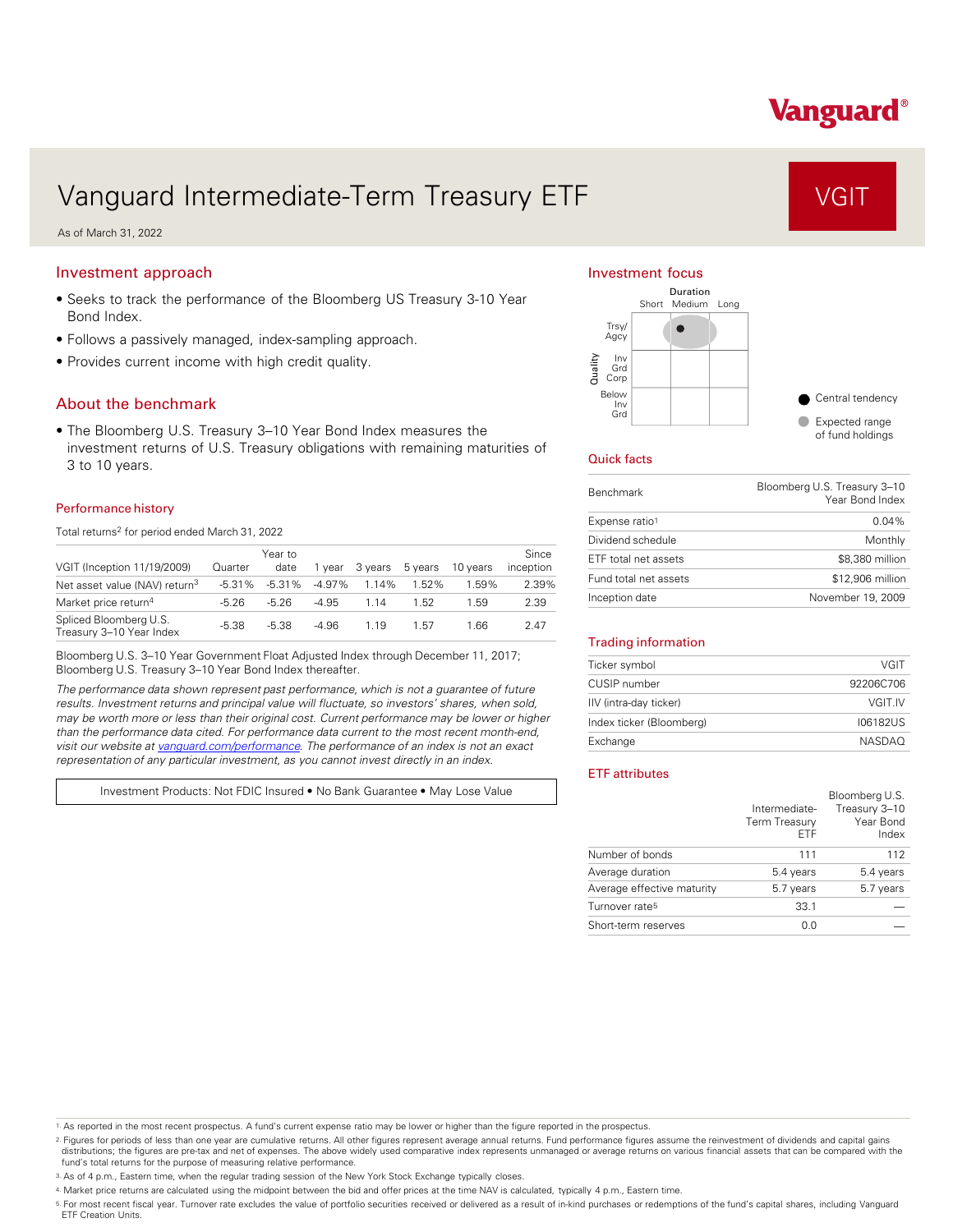Vanguard®

# Vanguard Intermediate-Term Treasury ETF

VGIT

As of March 31, 2022

## Investment approach

- Seeks to track the performance of the Bloomberg US Treasury 3-10 Year Bond Index.
- Follows a passively managed, index-sampling approach.
- Provides current income with high credit quality.

## About the benchmark

- The Bloomberg U.S. Treasury 3–10 Year Bond Index measures the investment returns of U.S. Treasury obligations with remaining maturities of 3 to 10 years.

### Performance history

Total returns[2] for period ended March 31, 2022

| VGIT (Inception 11/19/2009) | Quarter | Year to date | 1 year | 3 years | 5 years | 10 years | Since inception |
|---|---|---|---|---|---|---|---|
| Net asset value (NAV) return[3] | -5.31% | -5.31% | -4.97% | 1.14% | 1.52% | 1.59% | 2.39% |
| Market price return[4] | -5.26 | -5.26 | -4.95 | 1.14 | 1.52 | 1.59 | 2.39 |
| Spliced Bloomberg U.S. Treasury 3–10 Year Index | -5.38 | -5.38 | -4.96 | 1.19 | 1.57 | 1.66 | 2.47 |

Bloomberg U.S. 3–10 Year Government Float Adjusted Index through December 11, 2017; Bloomberg U.S. Treasury 3–10 Year Bond Index thereafter.

*The performance data shown represent past performance, which is not a guarantee of future results. Investment returns and principal value will fluctuate, so investors' shares, when sold, may be worth more or less than their original cost. Current performance may be lower or higher than the performance data cited. For performance data current to the most recent month-end, visit our website at vanguard.com/performance. The performance of an index is not an exact representation of any particular investment, as you cannot invest directly in an index.*

Investment Products: Not FDIC Insured • No Bank Guarantee • May Lose Value

## Investment focus

| Quality \ Duration | Short | Medium | Long |
|---|---|---|---|
| Trsy/Agcy | | ● | |
| Inv Grd Corp | | | |
| Below Inv Grd | | | |

● Central tendency
● Expected range of fund holdings

## Quick facts

| | |
|---|---|
| Benchmark | Bloomberg U.S. Treasury 3–10 Year Bond Index |
| Expense ratio[1] | 0.04% |
| Dividend schedule | Monthly |
| ETF total net assets | $8,380 million |
| Fund total net assets | $12,906 million |
| Inception date | November 19, 2009 |

## Trading information

| | |
|---|---|
| Ticker symbol | VGIT |
| CUSIP number | 92206C706 |
| IIV (intra-day ticker) | VGIT.IV |
| Index ticker (Bloomberg) | I06182US |
| Exchange | NASDAQ |

## ETF attributes

| | Intermediate-Term Treasury ETF | Bloomberg U.S. Treasury 3–10 Year Bond Index |
|---|---|---|
| Number of bonds | 111 | 112 |
| Average duration | 5.4 years | 5.4 years |
| Average effective maturity | 5.7 years | 5.7 years |
| Turnover rate[5] | 33.1 | — |
| Short-term reserves | 0.0 | — |

1. As reported in the most recent prospectus. A fund's current expense ratio may be lower or higher than the figure reported in the prospectus.
2. Figures for periods of less than one year are cumulative returns. All other figures represent average annual returns. Fund performance figures assume the reinvestment of dividends and capital gains distributions; the figures are pre-tax and net of expenses. The above widely used comparative index represents unmanaged or average returns on various financial assets that can be compared with the fund's total returns for the purpose of measuring relative performance.
3. As of 4 p.m., Eastern time, when the regular trading session of the New York Stock Exchange typically closes.
4. Market price returns are calculated using the midpoint between the bid and offer prices at the time NAV is calculated, typically 4 p.m., Eastern time.
5. For most recent fiscal year. Turnover rate excludes the value of portfolio securities received or delivered as a result of in-kind purchases or redemptions of the fund's capital shares, including Vanguard ETF Creation Units.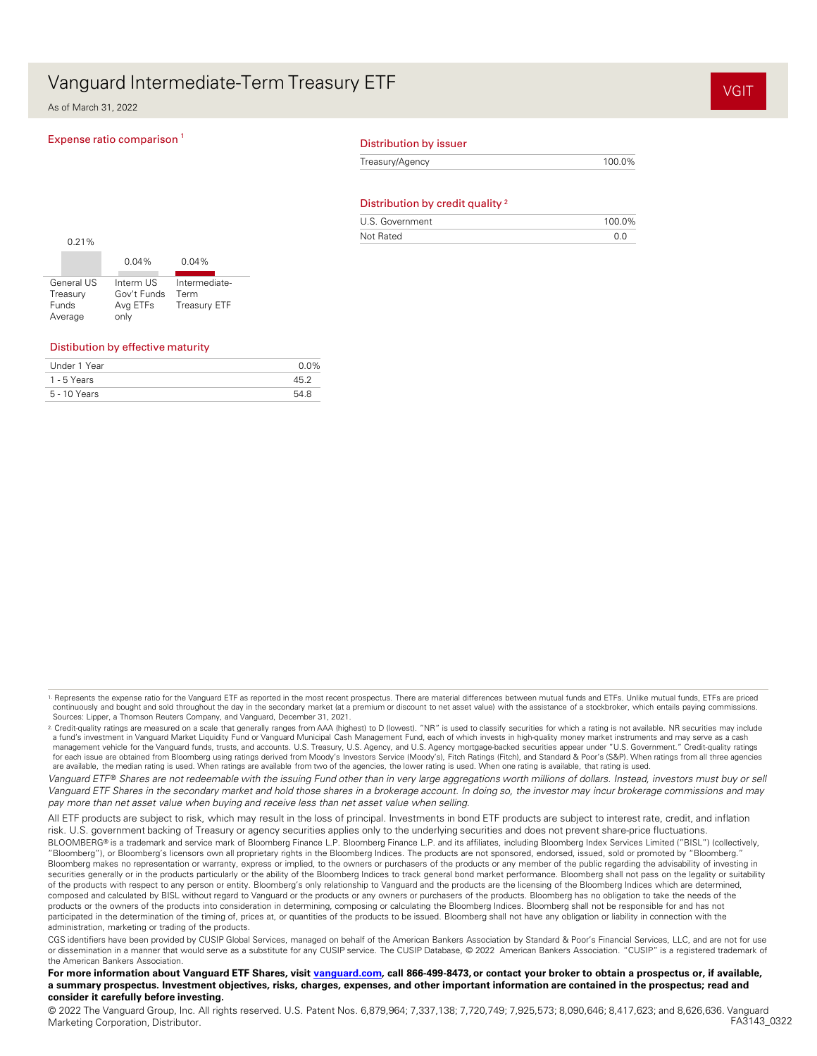# Vanguard Intermediate-Term Treasury ETF

As of March 31, 2022

VGIT

## Expense ratio comparison [1]

0.21%
General US Treasury Funds Average

0.04%
Interm US Gov't Funds Avg ETFs only

0.04%
Intermediate-Term Treasury ETF

## Distibution by effective maturity

| | |
|---|---|
| Under 1 Year | 0.0% |
| 1 - 5 Years | 45.2 |
| 5 - 10 Years | 54.8 |

## Distribution by issuer

| | |
|---|---|
| Treasury/Agency | 100.0% |

## Distribution by credit quality [2]

| | |
|---|---|
| U.S. Government | 100.0% |
| Not Rated | 0.0 |

1. Represents the expense ratio for the Vanguard ETF as reported in the most recent prospectus. There are material differences between mutual funds and ETFs. Unlike mutual funds, ETFs are priced continuously and bought and sold throughout the day in the secondary market (at a premium or discount to net asset value) with the assistance of a stockbroker, which entails paying commissions. Sources: Lipper, a Thomson Reuters Company, and Vanguard, December 31, 2021.

2. Credit-quality ratings are measured on a scale that generally ranges from AAA (highest) to D (lowest). "NR" is used to classify securities for which a rating is not available. NR securities may include a fund's investment in Vanguard Market Liquidity Fund or Vanguard Municipal Cash Management Fund, each of which invests in high-quality money market instruments and may serve as a cash management vehicle for the Vanguard funds, trusts, and accounts. U.S. Treasury, U.S. Agency, and U.S. Agency mortgage-backed securities appear under "U.S. Government." Credit-quality ratings for each issue are obtained from Bloomberg using ratings derived from Moody's Investors Service (Moody's), Fitch Ratings (Fitch), and Standard & Poor's (S&P). When ratings from all three agencies are available, the median rating is used. When ratings are available from two of the agencies, the lower rating is used. When one rating is available, that rating is used.

*Vanguard ETF® Shares are not redeemable with the issuing Fund other than in very large aggregations worth millions of dollars. Instead, investors must buy or sell Vanguard ETF Shares in the secondary market and hold those shares in a brokerage account. In doing so, the investor may incur brokerage commissions and may pay more than net asset value when buying and receive less than net asset value when selling.*

All ETF products are subject to risk, which may result in the loss of principal. Investments in bond ETF products are subject to interest rate, credit, and inflation risk. U.S. government backing of Treasury or agency securities applies only to the underlying securities and does not prevent share-price fluctuations.

BLOOMBERG® is a trademark and service mark of Bloomberg Finance L.P. Bloomberg Finance L.P. and its affiliates, including Bloomberg Index Services Limited ("BISL") (collectively, "Bloomberg"), or Bloomberg's licensors own all proprietary rights in the Bloomberg Indices. The products are not sponsored, endorsed, issued, sold or promoted by "Bloomberg." Bloomberg makes no representation or warranty, express or implied, to the owners or purchasers of the products or any member of the public regarding the advisability of investing in securities generally or in the products particularly or the ability of the Bloomberg Indices to track general bond market performance. Bloomberg shall not pass on the legality or suitability of the products with respect to any person or entity. Bloomberg's only relationship to Vanguard and the products are the licensing of the Bloomberg Indices which are determined, composed and calculated by BISL without regard to Vanguard or the products or any owners or purchasers of the products. Bloomberg has no obligation to take the needs of the products or the owners of the products into consideration in determining, composing or calculating the Bloomberg Indices. Bloomberg shall not be responsible for and has not participated in the determination of the timing of, prices at, or quantities of the products to be issued. Bloomberg shall not have any obligation or liability in connection with the administration, marketing or trading of the products.

CGS identifiers have been provided by CUSIP Global Services, managed on behalf of the American Bankers Association by Standard & Poor's Financial Services, LLC, and are not for use or dissemination in a manner that would serve as a substitute for any CUSIP service. The CUSIP Database, © 2022 American Bankers Association. "CUSIP" is a registered trademark of the American Bankers Association.

**For more information about Vanguard ETF Shares, visit vanguard.com, call 866-499-8473, or contact your broker to obtain a prospectus or, if available, a summary prospectus. Investment objectives, risks, charges, expenses, and other important information are contained in the prospectus; read and consider it carefully before investing.**

© 2022 The Vanguard Group, Inc. All rights reserved. U.S. Patent Nos. 6,879,964; 7,337,138; 7,720,749; 7,925,573; 8,090,646; 8,417,623; and 8,626,636. Vanguard Marketing Corporation, Distributor.

FA3143_0322